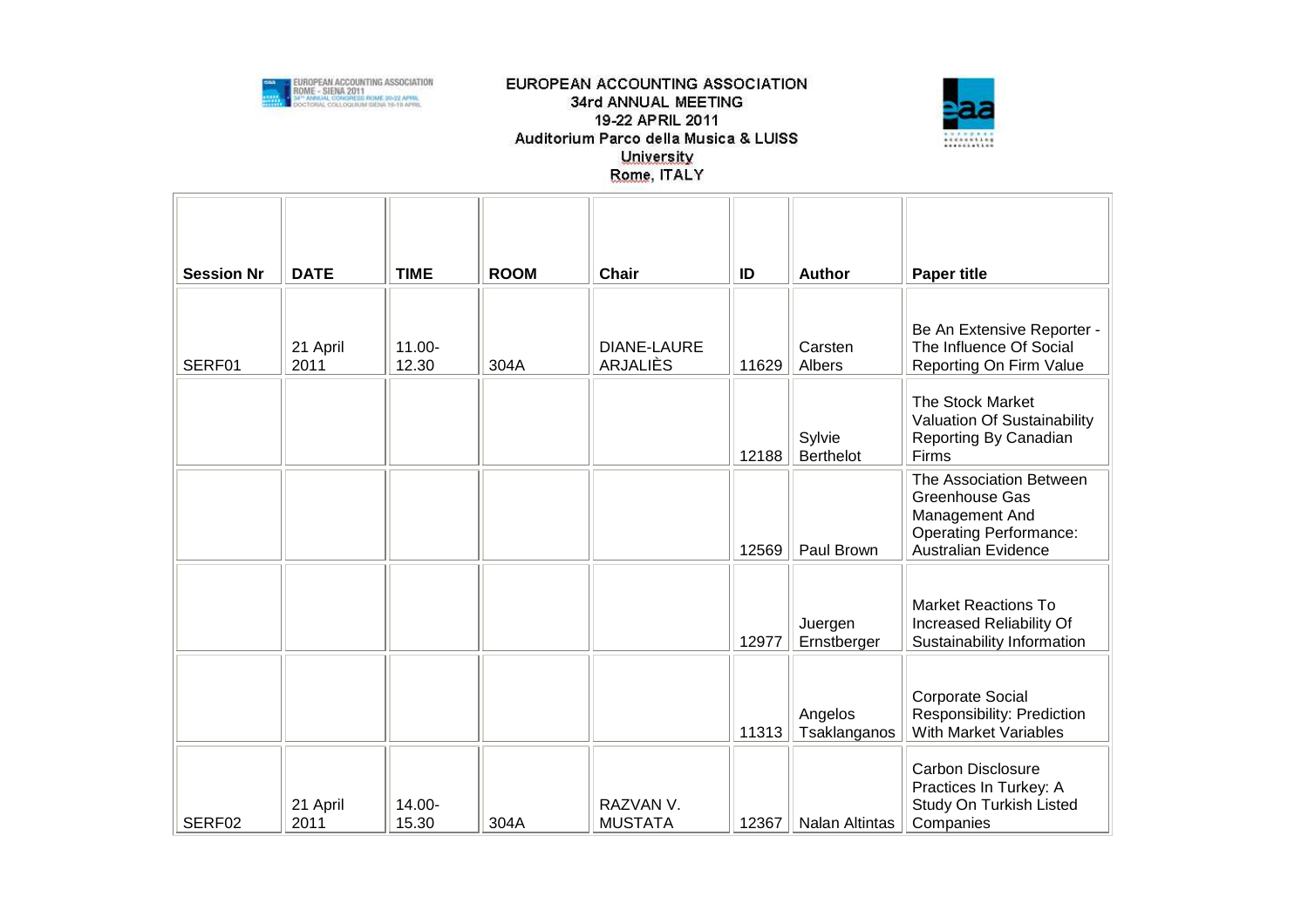# EUROPEAN ACCOUNTING ASSOCIATION

34rd ANNUAL MEETING

19-22 APRIL 2011

Auditorium Parco della Musica & LUISS University

Rome, ITALY

| Session Nr | DATE | TIME | ROOM | Chair | ID | Author | Paper title |
|---|---|---|---|---|---|---|---|
| SERF01 | 21 April 2011 | 11.00-12.30 | 304A | DIANE-LAURE ARJALIÈS | 11629 | Carsten Albers | Be An Extensive Reporter - The Influence Of Social Reporting On Firm Value |
| | | | | | 12188 | Sylvie Berthelot | The Stock Market Valuation Of Sustainability Reporting By Canadian Firms |
| | | | | | 12569 | Paul Brown | The Association Between Greenhouse Gas Management And Operating Performance: Australian Evidence |
| | | | | | 12977 | Juergen Ernstberger | Market Reactions To Increased Reliability Of Sustainability Information |
| | | | | | 11313 | Angelos Tsaklanganos | Corporate Social Responsibility: Prediction With Market Variables |
| SERF02 | 21 April 2011 | 14.00-15.30 | 304A | RAZVAN V. MUSTATA | 12367 | Nalan Altintas | Carbon Disclosure Practices In Turkey: A Study On Turkish Listed Companies |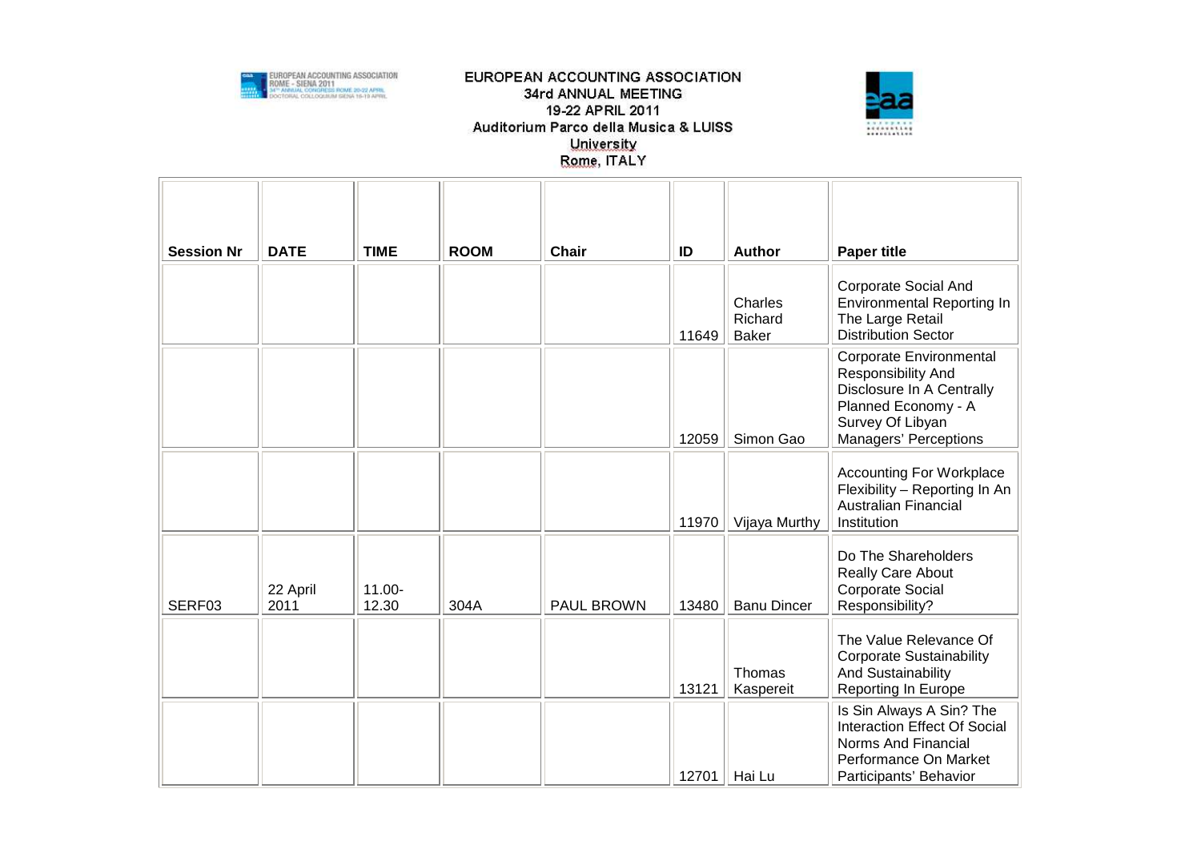# EUROPEAN ACCOUNTING ASSOCIATION
## 34rd ANNUAL MEETING
## 19-22 APRIL 2011
## Auditorium Parco della Musica & LUISS University
## Rome, ITALY

| Session Nr | DATE | TIME | ROOM | Chair | ID | Author | Paper title |
|---|---|---|---|---|---|---|---|
| | | | | | 11649 | Charles Richard Baker | Corporate Social And Environmental Reporting In The Large Retail Distribution Sector |
| | | | | | 12059 | Simon Gao | Corporate Environmental Responsibility And Disclosure In A Centrally Planned Economy - A Survey Of Libyan Managers' Perceptions |
| | | | | | 11970 | Vijaya Murthy | Accounting For Workplace Flexibility – Reporting In An Australian Financial Institution |
| SERF03 | 22 April 2011 | 11.00-12.30 | 304A | PAUL BROWN | 13480 | Banu Dincer | Do The Shareholders Really Care About Corporate Social Responsibility? |
| | | | | | 13121 | Thomas Kaspereit | The Value Relevance Of Corporate Sustainability And Sustainability Reporting In Europe |
| | | | | | 12701 | Hai Lu | Is Sin Always A Sin? The Interaction Effect Of Social Norms And Financial Performance On Market Participants' Behavior |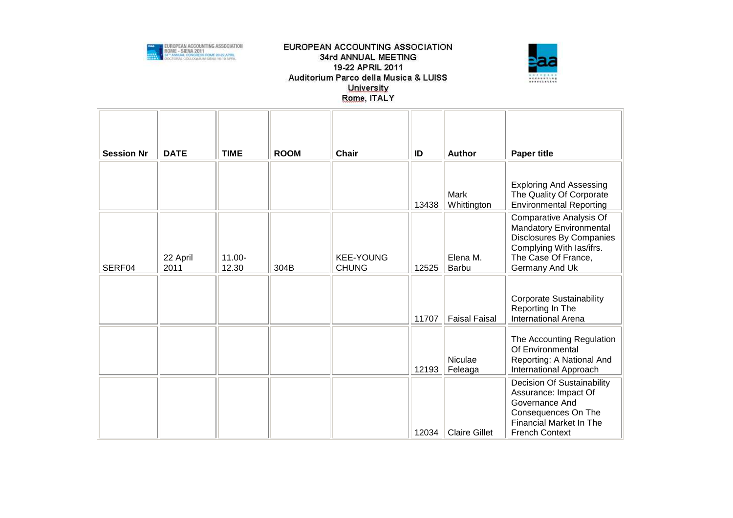| Session Nr | DATE | TIME | ROOM | Chair | ID | Author | Paper title |
|---|---|---|---|---|---|---|---|
| | | | | | 13438 | Mark Whittington | Exploring And Assessing The Quality Of Corporate Environmental Reporting |
| SERF04 | 22 April 2011 | 11.00-12.30 | 304B | KEE-YOUNG CHUNG | 12525 | Elena M. Barbu | Comparative Analysis Of Mandatory Environmental Disclosures By Companies Complying With Ias/ifrs. The Case Of France, Germany And Uk |
| | | | | | 11707 | Faisal Faisal | Corporate Sustainability Reporting In The International Arena |
| | | | | | 12193 | Niculae Feleaga | The Accounting Regulation Of Environmental Reporting: A National And International Approach |
| | | | | | 12034 | Claire Gillet | Decision Of Sustainability Assurance: Impact Of Governance And Consequences On The Financial Market In The French Context |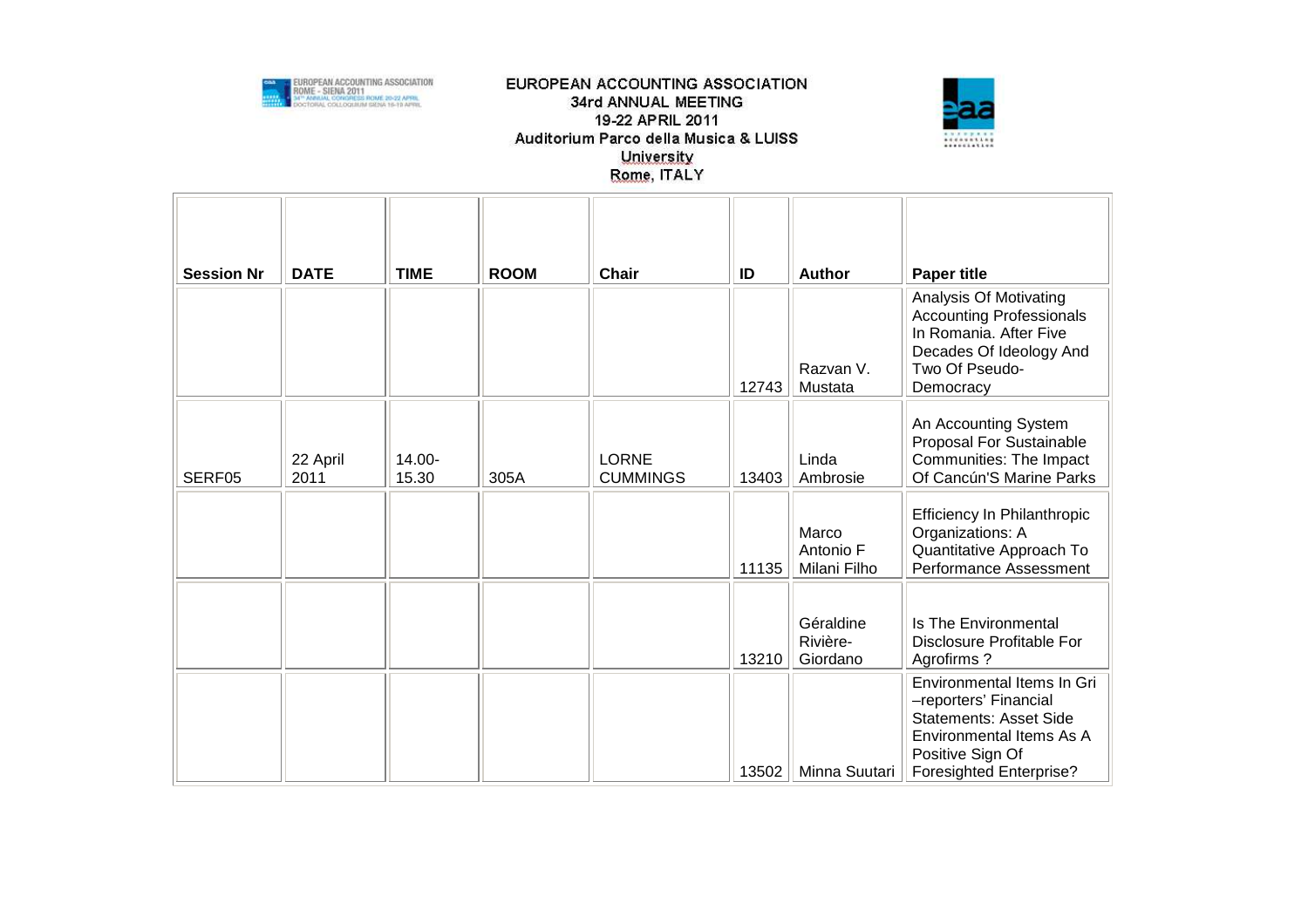# EUROPEAN ACCOUNTING ASSOCIATION

34rd ANNUAL MEETING

19-22 APRIL 2011

Auditorium Parco della Musica & LUISS University

Rome, ITALY

| Session Nr | DATE | TIME | ROOM | Chair | ID | Author | Paper title |
|---|---|---|---|---|---|---|---|
| | | | | | 12743 | Razvan V. Mustata | Analysis Of Motivating Accounting Professionals In Romania. After Five Decades Of Ideology And Two Of Pseudo-Democracy |
| SERF05 | 22 April 2011 | 14.00-15.30 | 305A | LORNE CUMMINGS | 13403 | Linda Ambrosie | An Accounting System Proposal For Sustainable Communities: The Impact Of Cancún'S Marine Parks |
| | | | | | 11135 | Marco Antonio F Milani Filho | Efficiency In Philanthropic Organizations: A Quantitative Approach To Performance Assessment |
| | | | | | 13210 | Géraldine Rivière-Giordano | Is The Environmental Disclosure Profitable For Agrofirms ? |
| | | | | | 13502 | Minna Suutari | Environmental Items In Gri –reporters' Financial Statements: Asset Side Environmental Items As A Positive Sign Of Foresighted Enterprise? |